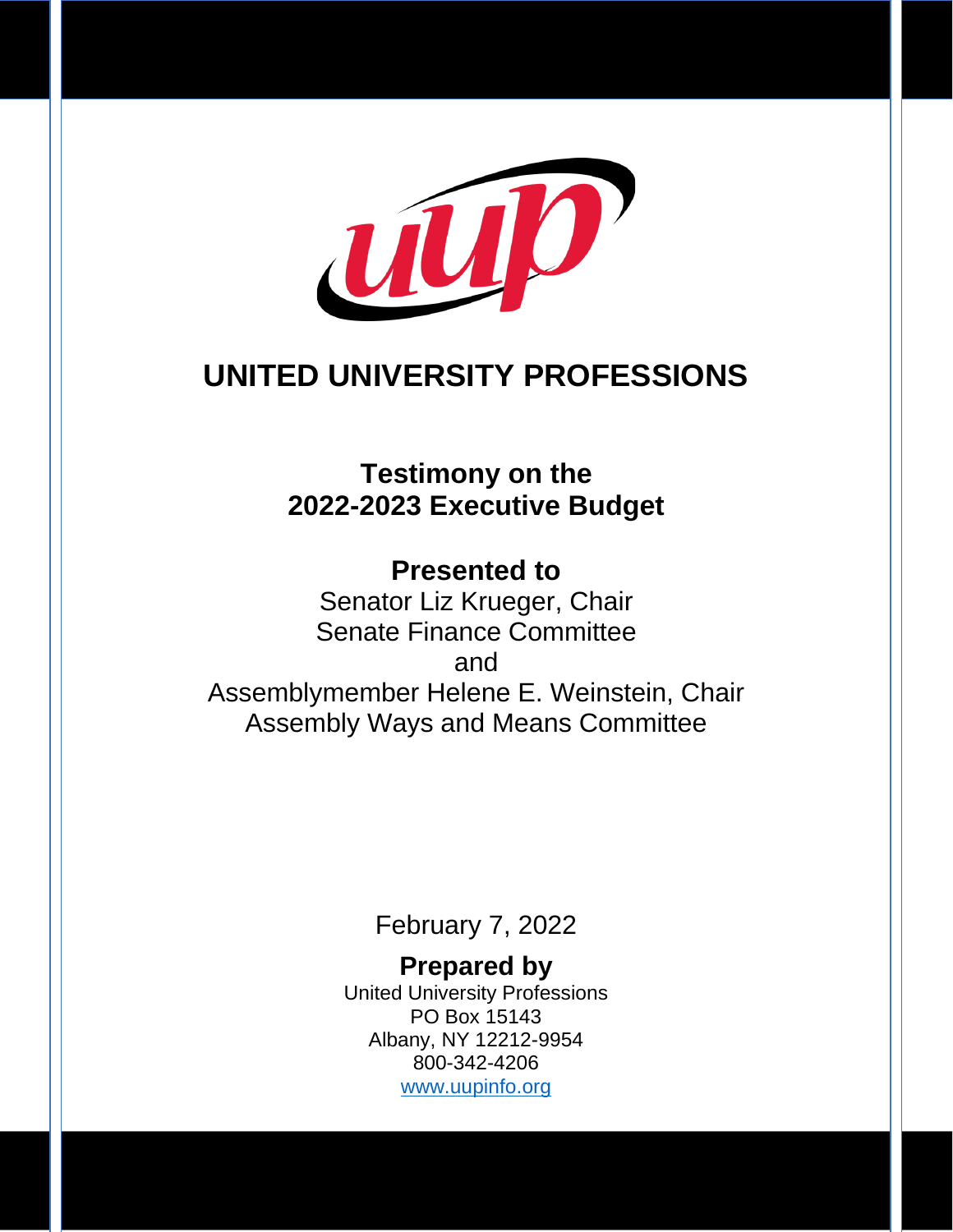# UNITED UNIVERSITY PROFESSIONS

## Testimony on the 2022-2023 Executive Budget

**Presented to**

Senator Liz Krueger, Chair
Senate Finance Committee
and
Assemblymember Helene E. Weinstein, Chair
Assembly Ways and Means Committee

February 7, 2022

**Prepared by**

United University Professions
PO Box 15143
Albany, NY 12212-9954
800-342-4206
www.uupinfo.org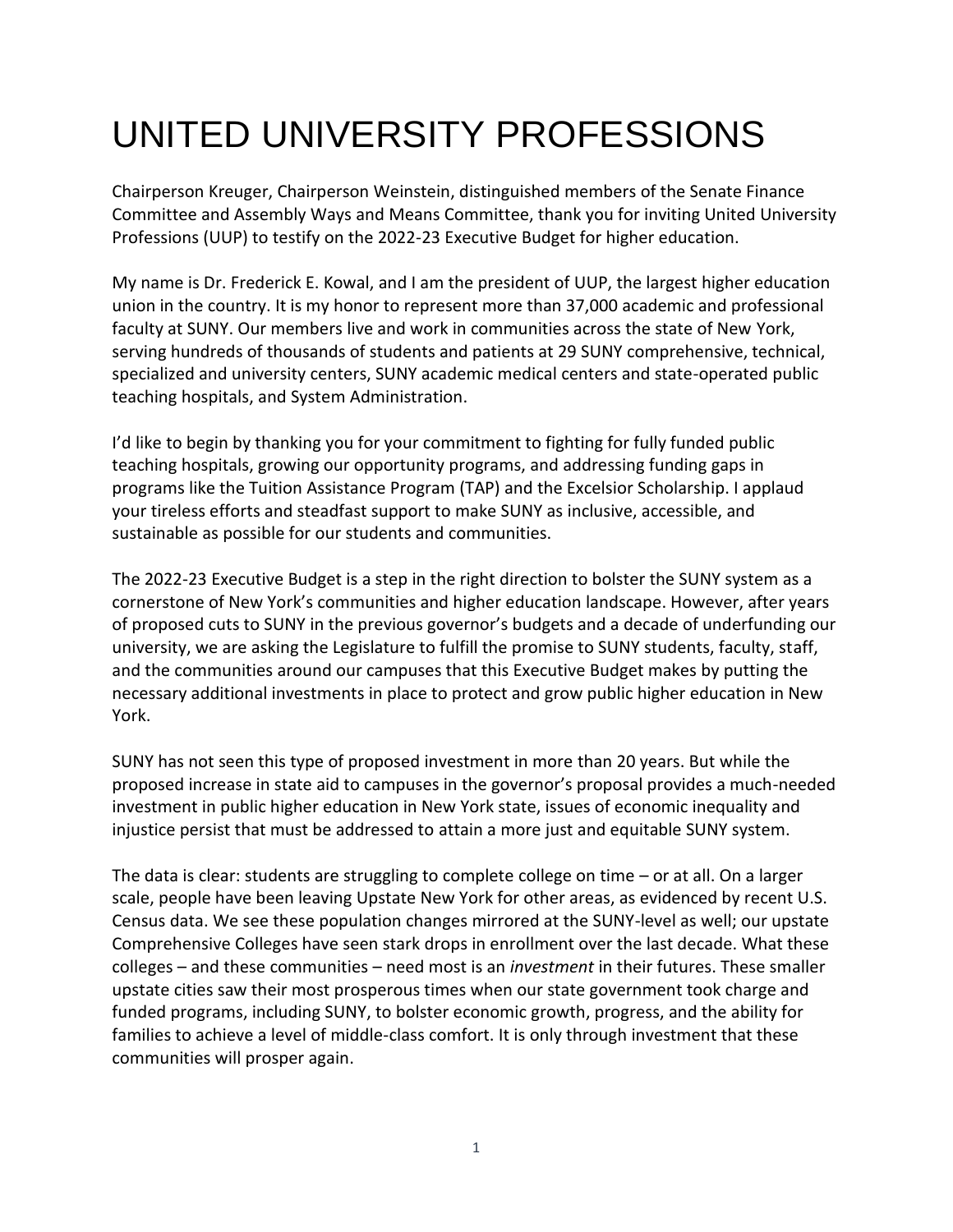# UNITED UNIVERSITY PROFESSIONS

Chairperson Kreuger, Chairperson Weinstein, distinguished members of the Senate Finance Committee and Assembly Ways and Means Committee, thank you for inviting United University Professions (UUP) to testify on the 2022-23 Executive Budget for higher education.

My name is Dr. Frederick E. Kowal, and I am the president of UUP, the largest higher education union in the country. It is my honor to represent more than 37,000 academic and professional faculty at SUNY. Our members live and work in communities across the state of New York, serving hundreds of thousands of students and patients at 29 SUNY comprehensive, technical, specialized and university centers, SUNY academic medical centers and state-operated public teaching hospitals, and System Administration.

I'd like to begin by thanking you for your commitment to fighting for fully funded public teaching hospitals, growing our opportunity programs, and addressing funding gaps in programs like the Tuition Assistance Program (TAP) and the Excelsior Scholarship. I applaud your tireless efforts and steadfast support to make SUNY as inclusive, accessible, and sustainable as possible for our students and communities.

The 2022-23 Executive Budget is a step in the right direction to bolster the SUNY system as a cornerstone of New York's communities and higher education landscape. However, after years of proposed cuts to SUNY in the previous governor's budgets and a decade of underfunding our university, we are asking the Legislature to fulfill the promise to SUNY students, faculty, staff, and the communities around our campuses that this Executive Budget makes by putting the necessary additional investments in place to protect and grow public higher education in New York.

SUNY has not seen this type of proposed investment in more than 20 years. But while the proposed increase in state aid to campuses in the governor's proposal provides a much-needed investment in public higher education in New York state, issues of economic inequality and injustice persist that must be addressed to attain a more just and equitable SUNY system.

The data is clear: students are struggling to complete college on time – or at all. On a larger scale, people have been leaving Upstate New York for other areas, as evidenced by recent U.S. Census data. We see these population changes mirrored at the SUNY-level as well; our upstate Comprehensive Colleges have seen stark drops in enrollment over the last decade. What these colleges – and these communities – need most is an *investment* in their futures. These smaller upstate cities saw their most prosperous times when our state government took charge and funded programs, including SUNY, to bolster economic growth, progress, and the ability for families to achieve a level of middle-class comfort. It is only through investment that these communities will prosper again.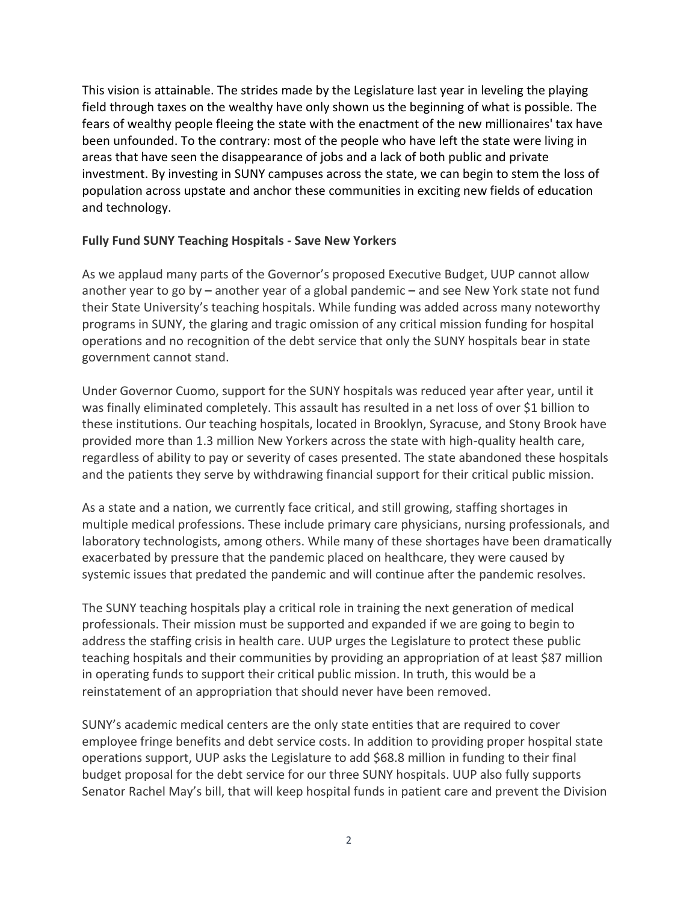This vision is attainable. The strides made by the Legislature last year in leveling the playing field through taxes on the wealthy have only shown us the beginning of what is possible. The fears of wealthy people fleeing the state with the enactment of the new millionaires' tax have been unfounded. To the contrary: most of the people who have left the state were living in areas that have seen the disappearance of jobs and a lack of both public and private investment. By investing in SUNY campuses across the state, we can begin to stem the loss of population across upstate and anchor these communities in exciting new fields of education and technology.

**Fully Fund SUNY Teaching Hospitals - Save New Yorkers**

As we applaud many parts of the Governor's proposed Executive Budget, UUP cannot allow another year to go by – another year of a global pandemic – and see New York state not fund their State University's teaching hospitals. While funding was added across many noteworthy programs in SUNY, the glaring and tragic omission of any critical mission funding for hospital operations and no recognition of the debt service that only the SUNY hospitals bear in state government cannot stand.

Under Governor Cuomo, support for the SUNY hospitals was reduced year after year, until it was finally eliminated completely. This assault has resulted in a net loss of over $1 billion to these institutions. Our teaching hospitals, located in Brooklyn, Syracuse, and Stony Brook have provided more than 1.3 million New Yorkers across the state with high-quality health care, regardless of ability to pay or severity of cases presented. The state abandoned these hospitals and the patients they serve by withdrawing financial support for their critical public mission.

As a state and a nation, we currently face critical, and still growing, staffing shortages in multiple medical professions. These include primary care physicians, nursing professionals, and laboratory technologists, among others. While many of these shortages have been dramatically exacerbated by pressure that the pandemic placed on healthcare, they were caused by systemic issues that predated the pandemic and will continue after the pandemic resolves.

The SUNY teaching hospitals play a critical role in training the next generation of medical professionals. Their mission must be supported and expanded if we are going to begin to address the staffing crisis in health care. UUP urges the Legislature to protect these public teaching hospitals and their communities by providing an appropriation of at least $87 million in operating funds to support their critical public mission. In truth, this would be a reinstatement of an appropriation that should never have been removed.

SUNY's academic medical centers are the only state entities that are required to cover employee fringe benefits and debt service costs. In addition to providing proper hospital state operations support, UUP asks the Legislature to add $68.8 million in funding to their final budget proposal for the debt service for our three SUNY hospitals. UUP also fully supports Senator Rachel May's bill, that will keep hospital funds in patient care and prevent the Division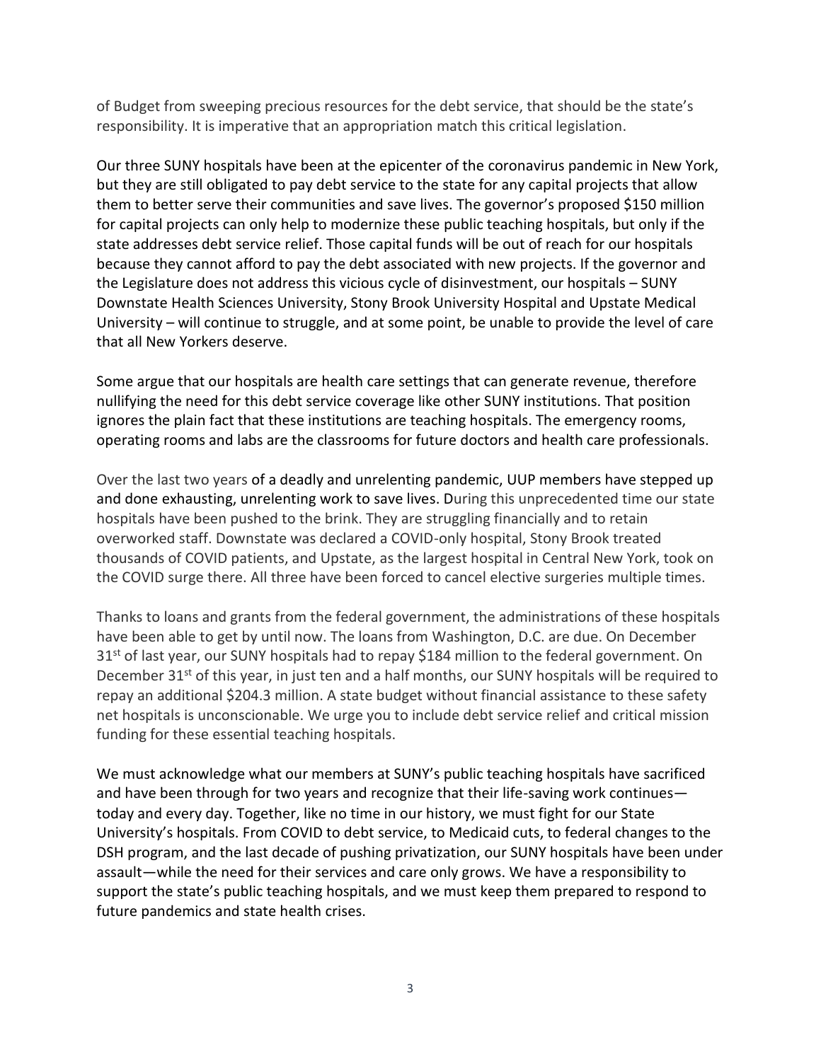of Budget from sweeping precious resources for the debt service, that should be the state's responsibility. It is imperative that an appropriation match this critical legislation.

Our three SUNY hospitals have been at the epicenter of the coronavirus pandemic in New York, but they are still obligated to pay debt service to the state for any capital projects that allow them to better serve their communities and save lives. The governor's proposed $150 million for capital projects can only help to modernize these public teaching hospitals, but only if the state addresses debt service relief. Those capital funds will be out of reach for our hospitals because they cannot afford to pay the debt associated with new projects. If the governor and the Legislature does not address this vicious cycle of disinvestment, our hospitals – SUNY Downstate Health Sciences University, Stony Brook University Hospital and Upstate Medical University – will continue to struggle, and at some point, be unable to provide the level of care that all New Yorkers deserve.

Some argue that our hospitals are health care settings that can generate revenue, therefore nullifying the need for this debt service coverage like other SUNY institutions. That position ignores the plain fact that these institutions are teaching hospitals. The emergency rooms, operating rooms and labs are the classrooms for future doctors and health care professionals.

Over the last two years of a deadly and unrelenting pandemic, UUP members have stepped up and done exhausting, unrelenting work to save lives. During this unprecedented time our state hospitals have been pushed to the brink. They are struggling financially and to retain overworked staff. Downstate was declared a COVID-only hospital, Stony Brook treated thousands of COVID patients, and Upstate, as the largest hospital in Central New York, took on the COVID surge there. All three have been forced to cancel elective surgeries multiple times.

Thanks to loans and grants from the federal government, the administrations of these hospitals have been able to get by until now. The loans from Washington, D.C. are due. On December 31st of last year, our SUNY hospitals had to repay $184 million to the federal government. On December 31st of this year, in just ten and a half months, our SUNY hospitals will be required to repay an additional $204.3 million. A state budget without financial assistance to these safety net hospitals is unconscionable. We urge you to include debt service relief and critical mission funding for these essential teaching hospitals.

We must acknowledge what our members at SUNY's public teaching hospitals have sacrificed and have been through for two years and recognize that their life-saving work continues—today and every day. Together, like no time in our history, we must fight for our State University's hospitals. From COVID to debt service, to Medicaid cuts, to federal changes to the DSH program, and the last decade of pushing privatization, our SUNY hospitals have been under assault—while the need for their services and care only grows. We have a responsibility to support the state's public teaching hospitals, and we must keep them prepared to respond to future pandemics and state health crises.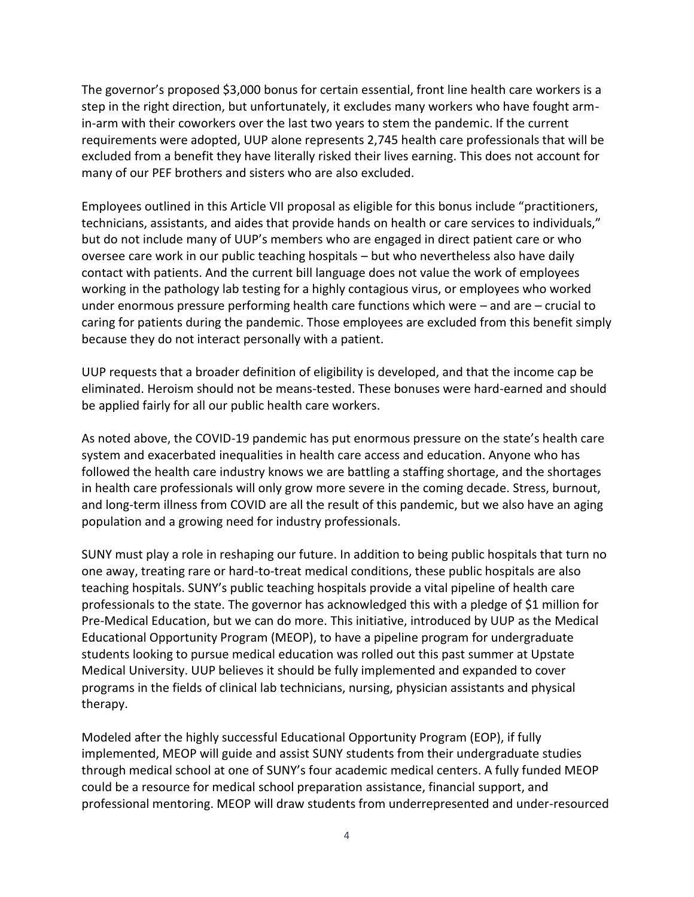The governor's proposed $3,000 bonus for certain essential, front line health care workers is a step in the right direction, but unfortunately, it excludes many workers who have fought arm-in-arm with their coworkers over the last two years to stem the pandemic. If the current requirements were adopted, UUP alone represents 2,745 health care professionals that will be excluded from a benefit they have literally risked their lives earning. This does not account for many of our PEF brothers and sisters who are also excluded.

Employees outlined in this Article VII proposal as eligible for this bonus include "practitioners, technicians, assistants, and aides that provide hands on health or care services to individuals," but do not include many of UUP's members who are engaged in direct patient care or who oversee care work in our public teaching hospitals – but who nevertheless also have daily contact with patients. And the current bill language does not value the work of employees working in the pathology lab testing for a highly contagious virus, or employees who worked under enormous pressure performing health care functions which were – and are – crucial to caring for patients during the pandemic. Those employees are excluded from this benefit simply because they do not interact personally with a patient.

UUP requests that a broader definition of eligibility is developed, and that the income cap be eliminated. Heroism should not be means-tested. These bonuses were hard-earned and should be applied fairly for all our public health care workers.

As noted above, the COVID-19 pandemic has put enormous pressure on the state's health care system and exacerbated inequalities in health care access and education. Anyone who has followed the health care industry knows we are battling a staffing shortage, and the shortages in health care professionals will only grow more severe in the coming decade. Stress, burnout, and long-term illness from COVID are all the result of this pandemic, but we also have an aging population and a growing need for industry professionals.

SUNY must play a role in reshaping our future. In addition to being public hospitals that turn no one away, treating rare or hard-to-treat medical conditions, these public hospitals are also teaching hospitals. SUNY's public teaching hospitals provide a vital pipeline of health care professionals to the state. The governor has acknowledged this with a pledge of $1 million for Pre-Medical Education, but we can do more. This initiative, introduced by UUP as the Medical Educational Opportunity Program (MEOP), to have a pipeline program for undergraduate students looking to pursue medical education was rolled out this past summer at Upstate Medical University. UUP believes it should be fully implemented and expanded to cover programs in the fields of clinical lab technicians, nursing, physician assistants and physical therapy.

Modeled after the highly successful Educational Opportunity Program (EOP), if fully implemented, MEOP will guide and assist SUNY students from their undergraduate studies through medical school at one of SUNY's four academic medical centers. A fully funded MEOP could be a resource for medical school preparation assistance, financial support, and professional mentoring. MEOP will draw students from underrepresented and under-resourced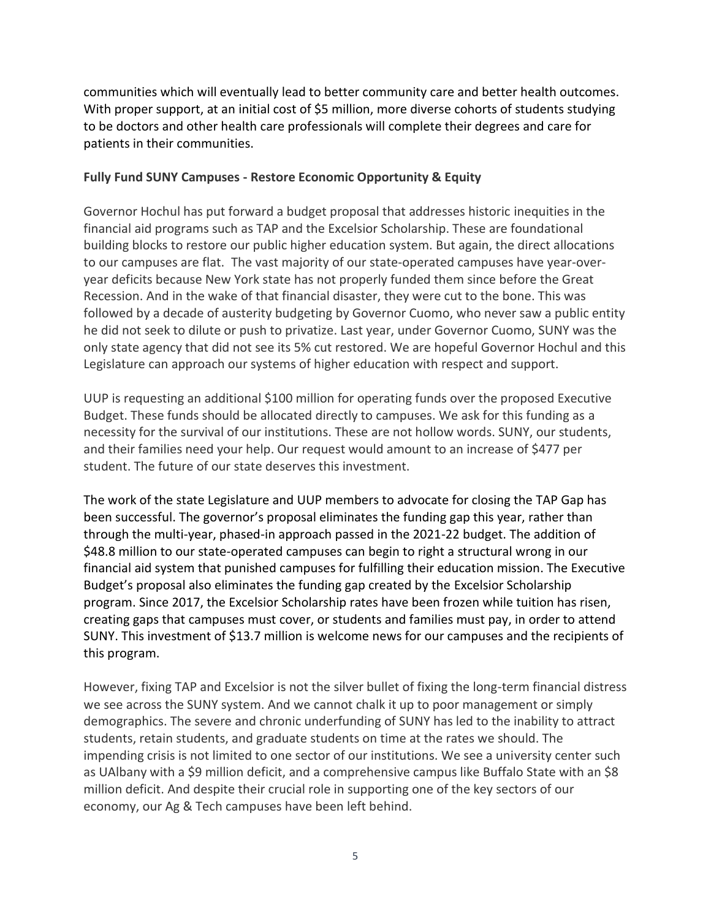communities which will eventually lead to better community care and better health outcomes. With proper support, at an initial cost of $5 million, more diverse cohorts of students studying to be doctors and other health care professionals will complete their degrees and care for patients in their communities.

**Fully Fund SUNY Campuses - Restore Economic Opportunity & Equity**

Governor Hochul has put forward a budget proposal that addresses historic inequities in the financial aid programs such as TAP and the Excelsior Scholarship. These are foundational building blocks to restore our public higher education system. But again, the direct allocations to our campuses are flat. The vast majority of our state-operated campuses have year-over-year deficits because New York state has not properly funded them since before the Great Recession. And in the wake of that financial disaster, they were cut to the bone. This was followed by a decade of austerity budgeting by Governor Cuomo, who never saw a public entity he did not seek to dilute or push to privatize. Last year, under Governor Cuomo, SUNY was the only state agency that did not see its 5% cut restored. We are hopeful Governor Hochul and this Legislature can approach our systems of higher education with respect and support.

UUP is requesting an additional $100 million for operating funds over the proposed Executive Budget. These funds should be allocated directly to campuses. We ask for this funding as a necessity for the survival of our institutions. These are not hollow words. SUNY, our students, and their families need your help. Our request would amount to an increase of $477 per student. The future of our state deserves this investment.

The work of the state Legislature and UUP members to advocate for closing the TAP Gap has been successful. The governor's proposal eliminates the funding gap this year, rather than through the multi-year, phased-in approach passed in the 2021-22 budget. The addition of $48.8 million to our state-operated campuses can begin to right a structural wrong in our financial aid system that punished campuses for fulfilling their education mission. The Executive Budget's proposal also eliminates the funding gap created by the Excelsior Scholarship program. Since 2017, the Excelsior Scholarship rates have been frozen while tuition has risen, creating gaps that campuses must cover, or students and families must pay, in order to attend SUNY. This investment of $13.7 million is welcome news for our campuses and the recipients of this program.

However, fixing TAP and Excelsior is not the silver bullet of fixing the long-term financial distress we see across the SUNY system. And we cannot chalk it up to poor management or simply demographics. The severe and chronic underfunding of SUNY has led to the inability to attract students, retain students, and graduate students on time at the rates we should. The impending crisis is not limited to one sector of our institutions. We see a university center such as UAlbany with a $9 million deficit, and a comprehensive campus like Buffalo State with an $8 million deficit. And despite their crucial role in supporting one of the key sectors of our economy, our Ag & Tech campuses have been left behind.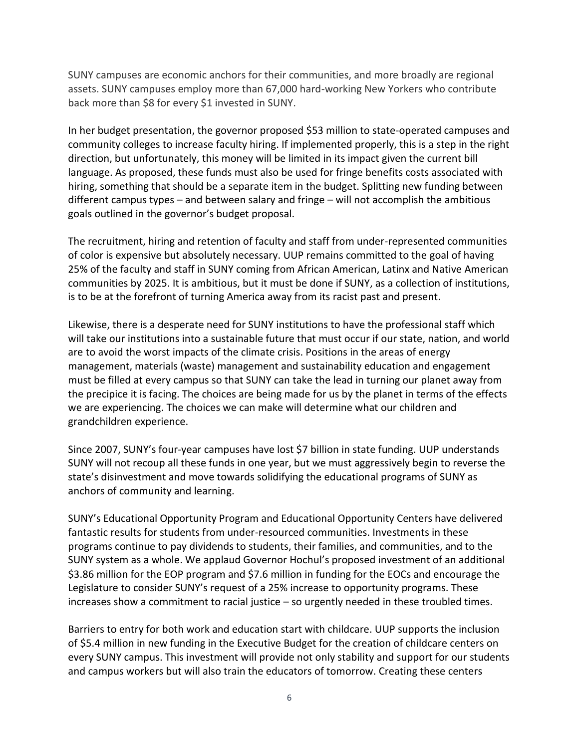SUNY campuses are economic anchors for their communities, and more broadly are regional assets. SUNY campuses employ more than 67,000 hard-working New Yorkers who contribute back more than $8 for every $1 invested in SUNY.

In her budget presentation, the governor proposed $53 million to state-operated campuses and community colleges to increase faculty hiring. If implemented properly, this is a step in the right direction, but unfortunately, this money will be limited in its impact given the current bill language. As proposed, these funds must also be used for fringe benefits costs associated with hiring, something that should be a separate item in the budget. Splitting new funding between different campus types – and between salary and fringe – will not accomplish the ambitious goals outlined in the governor's budget proposal.

The recruitment, hiring and retention of faculty and staff from under-represented communities of color is expensive but absolutely necessary. UUP remains committed to the goal of having 25% of the faculty and staff in SUNY coming from African American, Latinx and Native American communities by 2025. It is ambitious, but it must be done if SUNY, as a collection of institutions, is to be at the forefront of turning America away from its racist past and present.

Likewise, there is a desperate need for SUNY institutions to have the professional staff which will take our institutions into a sustainable future that must occur if our state, nation, and world are to avoid the worst impacts of the climate crisis. Positions in the areas of energy management, materials (waste) management and sustainability education and engagement must be filled at every campus so that SUNY can take the lead in turning our planet away from the precipice it is facing. The choices are being made for us by the planet in terms of the effects we are experiencing. The choices we can make will determine what our children and grandchildren experience.

Since 2007, SUNY's four-year campuses have lost $7 billion in state funding. UUP understands SUNY will not recoup all these funds in one year, but we must aggressively begin to reverse the state's disinvestment and move towards solidifying the educational programs of SUNY as anchors of community and learning.

SUNY's Educational Opportunity Program and Educational Opportunity Centers have delivered fantastic results for students from under-resourced communities. Investments in these programs continue to pay dividends to students, their families, and communities, and to the SUNY system as a whole. We applaud Governor Hochul's proposed investment of an additional $3.86 million for the EOP program and $7.6 million in funding for the EOCs and encourage the Legislature to consider SUNY's request of a 25% increase to opportunity programs. These increases show a commitment to racial justice – so urgently needed in these troubled times.

Barriers to entry for both work and education start with childcare. UUP supports the inclusion of $5.4 million in new funding in the Executive Budget for the creation of childcare centers on every SUNY campus. This investment will provide not only stability and support for our students and campus workers but will also train the educators of tomorrow. Creating these centers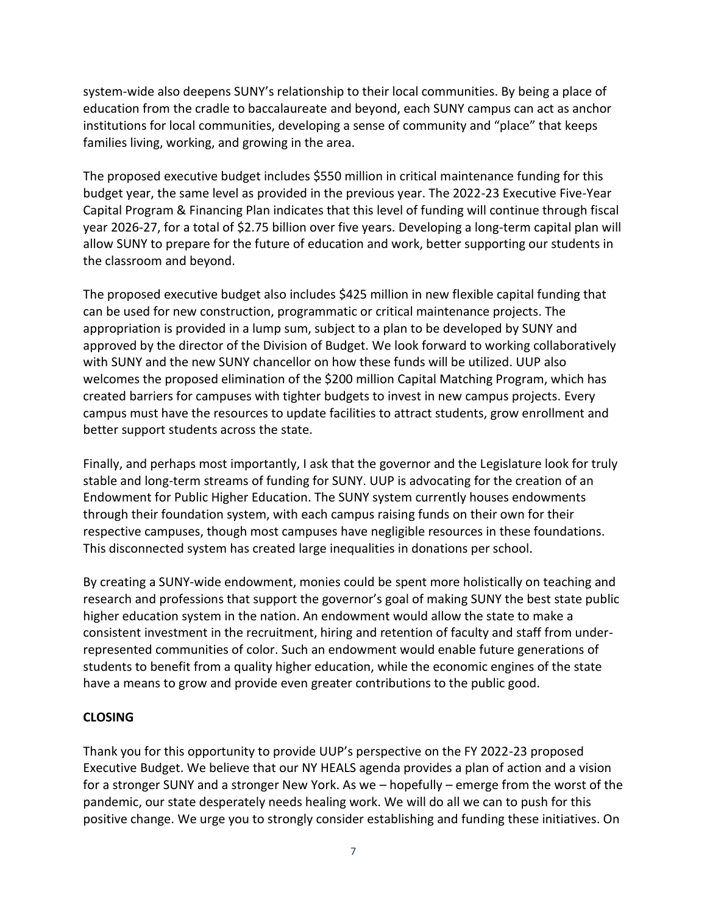system-wide also deepens SUNY's relationship to their local communities. By being a place of education from the cradle to baccalaureate and beyond, each SUNY campus can act as anchor institutions for local communities, developing a sense of community and "place" that keeps families living, working, and growing in the area.

The proposed executive budget includes $550 million in critical maintenance funding for this budget year, the same level as provided in the previous year. The 2022-23 Executive Five-Year Capital Program & Financing Plan indicates that this level of funding will continue through fiscal year 2026-27, for a total of $2.75 billion over five years. Developing a long-term capital plan will allow SUNY to prepare for the future of education and work, better supporting our students in the classroom and beyond.

The proposed executive budget also includes $425 million in new flexible capital funding that can be used for new construction, programmatic or critical maintenance projects. The appropriation is provided in a lump sum, subject to a plan to be developed by SUNY and approved by the director of the Division of Budget. We look forward to working collaboratively with SUNY and the new SUNY chancellor on how these funds will be utilized. UUP also welcomes the proposed elimination of the $200 million Capital Matching Program, which has created barriers for campuses with tighter budgets to invest in new campus projects. Every campus must have the resources to update facilities to attract students, grow enrollment and better support students across the state.

Finally, and perhaps most importantly, I ask that the governor and the Legislature look for truly stable and long-term streams of funding for SUNY. UUP is advocating for the creation of an Endowment for Public Higher Education. The SUNY system currently houses endowments through their foundation system, with each campus raising funds on their own for their respective campuses, though most campuses have negligible resources in these foundations. This disconnected system has created large inequalities in donations per school.

By creating a SUNY-wide endowment, monies could be spent more holistically on teaching and research and professions that support the governor's goal of making SUNY the best state public higher education system in the nation. An endowment would allow the state to make a consistent investment in the recruitment, hiring and retention of faculty and staff from under-represented communities of color. Such an endowment would enable future generations of students to benefit from a quality higher education, while the economic engines of the state have a means to grow and provide even greater contributions to the public good.

**CLOSING**

Thank you for this opportunity to provide UUP's perspective on the FY 2022-23 proposed Executive Budget. We believe that our NY HEALS agenda provides a plan of action and a vision for a stronger SUNY and a stronger New York. As we – hopefully – emerge from the worst of the pandemic, our state desperately needs healing work. We will do all we can to push for this positive change. We urge you to strongly consider establishing and funding these initiatives. On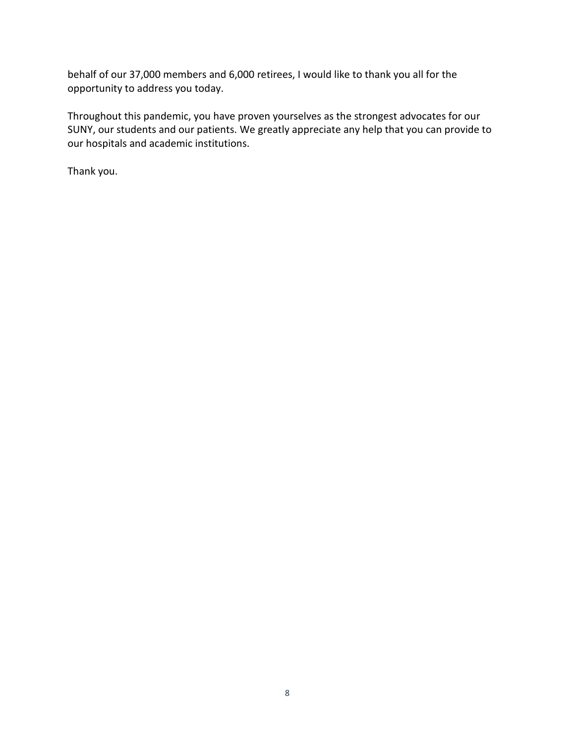behalf of our 37,000 members and 6,000 retirees, I would like to thank you all for the opportunity to address you today.

Throughout this pandemic, you have proven yourselves as the strongest advocates for our SUNY, our students and our patients. We greatly appreciate any help that you can provide to our hospitals and academic institutions.

Thank you.